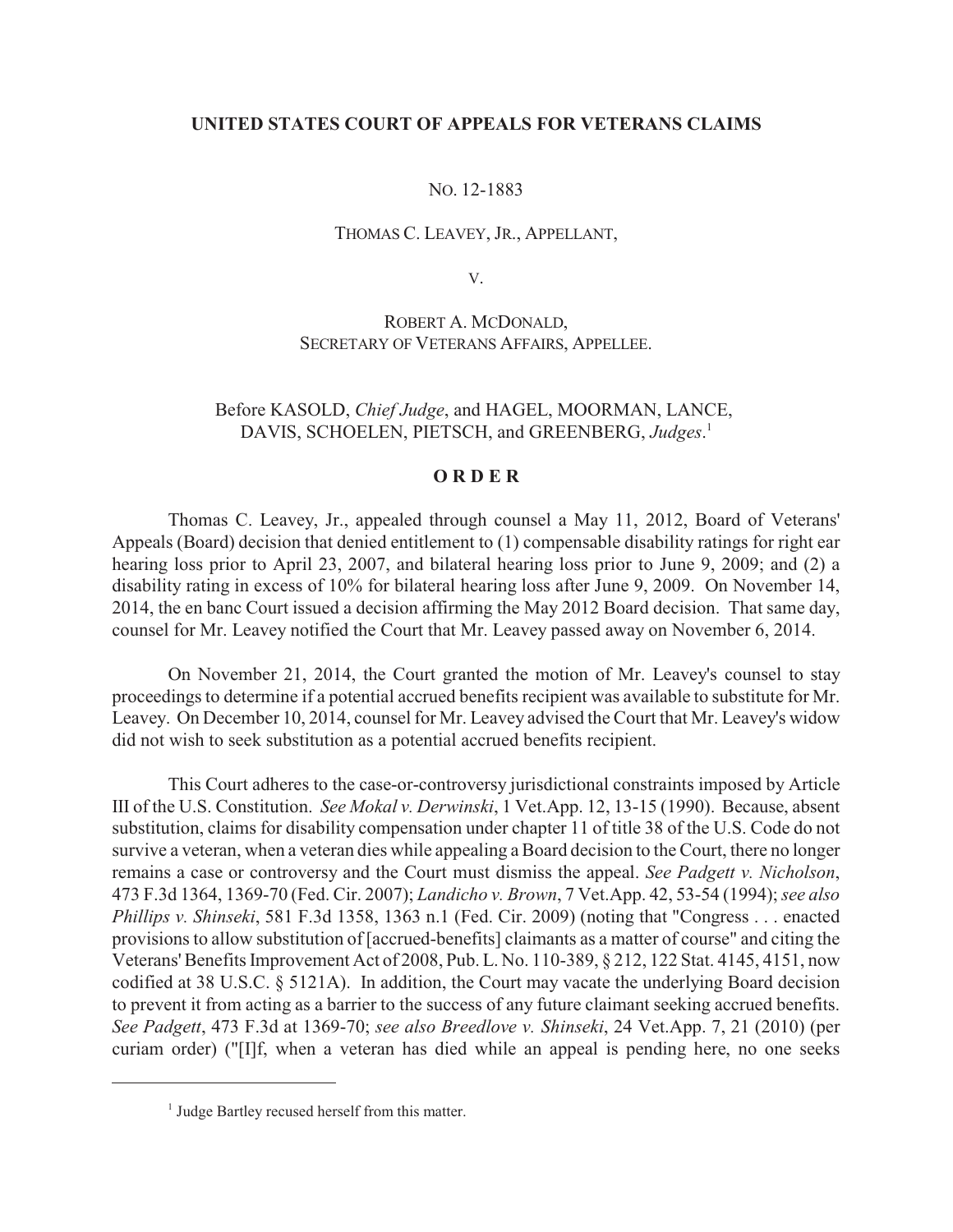**UNITED STATES COURT OF APPEALS FOR VETERANS CLAIMS**

NO. 12-1883

THOMAS C. LEAVEY, JR., APPELLANT,

V.

ROBERT A. MCDONALD,
SECRETARY OF VETERANS AFFAIRS, APPELLEE.

Before KASOLD, *Chief Judge*, and HAGEL, MOORMAN, LANCE, DAVIS, SCHOELEN, PIETSCH, and GREENBERG, *Judges*.[1]

**O R D E R**

Thomas C. Leavey, Jr., appealed through counsel a May 11, 2012, Board of Veterans' Appeals (Board) decision that denied entitlement to (1) compensable disability ratings for right ear hearing loss prior to April 23, 2007, and bilateral hearing loss prior to June 9, 2009; and (2) a disability rating in excess of 10% for bilateral hearing loss after June 9, 2009. On November 14, 2014, the en banc Court issued a decision affirming the May 2012 Board decision. That same day, counsel for Mr. Leavey notified the Court that Mr. Leavey passed away on November 6, 2014.

On November 21, 2014, the Court granted the motion of Mr. Leavey's counsel to stay proceedings to determine if a potential accrued benefits recipient was available to substitute for Mr. Leavey. On December 10, 2014, counsel for Mr. Leavey advised the Court that Mr. Leavey's widow did not wish to seek substitution as a potential accrued benefits recipient.

This Court adheres to the case-or-controversy jurisdictional constraints imposed by Article III of the U.S. Constitution. *See Mokal v. Derwinski*, 1 Vet.App. 12, 13-15 (1990). Because, absent substitution, claims for disability compensation under chapter 11 of title 38 of the U.S. Code do not survive a veteran, when a veteran dies while appealing a Board decision to the Court, there no longer remains a case or controversy and the Court must dismiss the appeal. *See Padgett v. Nicholson*, 473 F.3d 1364, 1369-70 (Fed. Cir. 2007); *Landicho v. Brown*, 7 Vet.App. 42, 53-54 (1994); *see also Phillips v. Shinseki*, 581 F.3d 1358, 1363 n.1 (Fed. Cir. 2009) (noting that "Congress . . . enacted provisions to allow substitution of [accrued-benefits] claimants as a matter of course" and citing the Veterans' Benefits Improvement Act of 2008, Pub. L. No. 110-389, § 212, 122 Stat. 4145, 4151, now codified at 38 U.S.C. § 5121A). In addition, the Court may vacate the underlying Board decision to prevent it from acting as a barrier to the success of any future claimant seeking accrued benefits. *See Padgett*, 473 F.3d at 1369-70; *see also Breedlove v. Shinseki*, 24 Vet.App. 7, 21 (2010) (per curiam order) ("[I]f, when a veteran has died while an appeal is pending here, no one seeks

[1] Judge Bartley recused herself from this matter.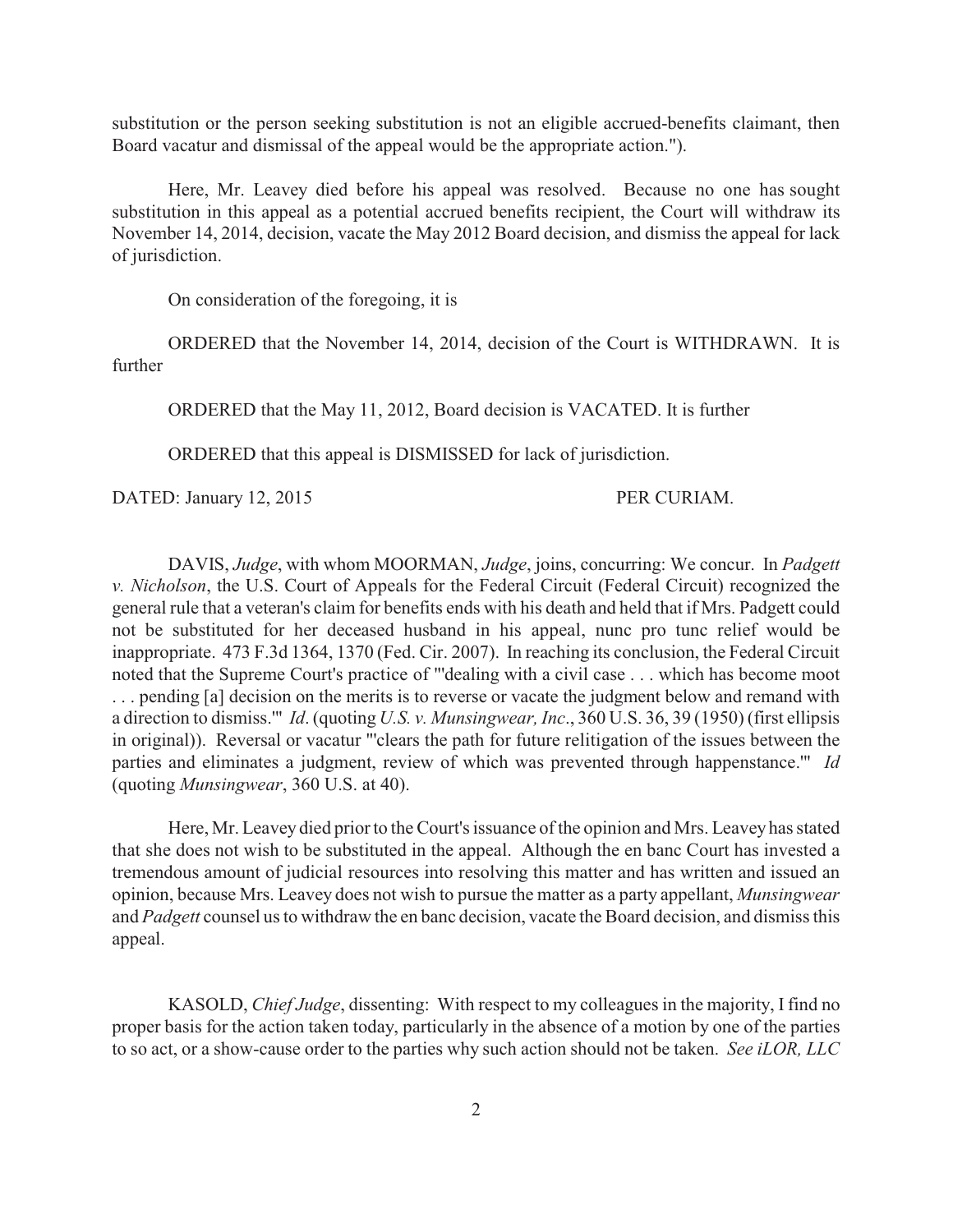substitution or the person seeking substitution is not an eligible accrued-benefits claimant, then Board vacatur and dismissal of the appeal would be the appropriate action.").

Here, Mr. Leavey died before his appeal was resolved. Because no one has sought substitution in this appeal as a potential accrued benefits recipient, the Court will withdraw its November 14, 2014, decision, vacate the May 2012 Board decision, and dismiss the appeal for lack of jurisdiction.

On consideration of the foregoing, it is

ORDERED that the November 14, 2014, decision of the Court is WITHDRAWN. It is further

ORDERED that the May 11, 2012, Board decision is VACATED. It is further

ORDERED that this appeal is DISMISSED for lack of jurisdiction.

DATED: January 12, 2015 PER CURIAM.

DAVIS, *Judge*, with whom MOORMAN, *Judge*, joins, concurring: We concur. In *Padgett v. Nicholson*, the U.S. Court of Appeals for the Federal Circuit (Federal Circuit) recognized the general rule that a veteran's claim for benefits ends with his death and held that if Mrs. Padgett could not be substituted for her deceased husband in his appeal, nunc pro tunc relief would be inappropriate. 473 F.3d 1364, 1370 (Fed. Cir. 2007). In reaching its conclusion, the Federal Circuit noted that the Supreme Court's practice of "'dealing with a civil case . . . which has become moot . . . pending [a] decision on the merits is to reverse or vacate the judgment below and remand with a direction to dismiss.'" *Id*. (quoting *U.S. v. Munsingwear, Inc*., 360 U.S. 36, 39 (1950) (first ellipsis in original)). Reversal or vacatur "'clears the path for future relitigation of the issues between the parties and eliminates a judgment, review of which was prevented through happenstance.'" *Id* (quoting *Munsingwear*, 360 U.S. at 40).

Here, Mr. Leavey died prior to the Court's issuance of the opinion and Mrs. Leavey has stated that she does not wish to be substituted in the appeal. Although the en banc Court has invested a tremendous amount of judicial resources into resolving this matter and has written and issued an opinion, because Mrs. Leavey does not wish to pursue the matter as a party appellant, *Munsingwear* and *Padgett* counsel us to withdraw the en banc decision, vacate the Board decision, and dismiss this appeal.

KASOLD, *Chief Judge*, dissenting: With respect to my colleagues in the majority, I find no proper basis for the action taken today, particularly in the absence of a motion by one of the parties to so act, or a show-cause order to the parties why such action should not be taken. *See iLOR, LLC*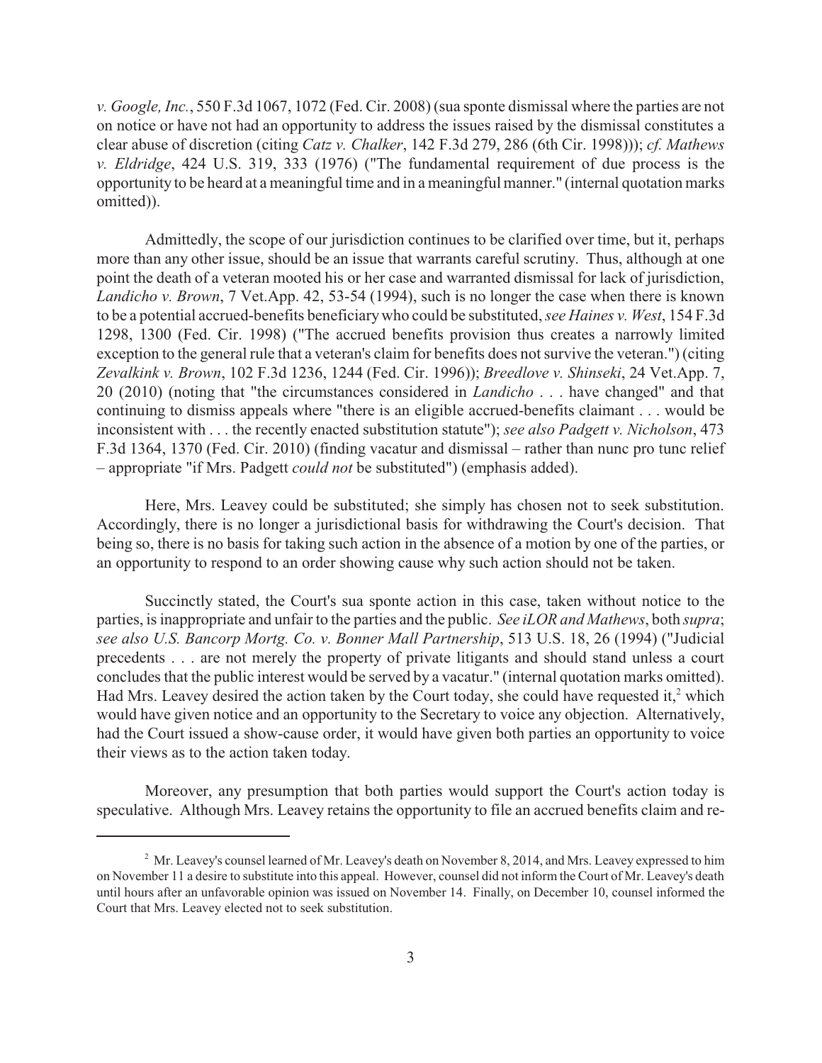*v. Google, Inc.*, 550 F.3d 1067, 1072 (Fed. Cir. 2008) (sua sponte dismissal where the parties are not on notice or have not had an opportunity to address the issues raised by the dismissal constitutes a clear abuse of discretion (citing *Catz v. Chalker*, 142 F.3d 279, 286 (6th Cir. 1998))); *cf. Mathews v. Eldridge*, 424 U.S. 319, 333 (1976) ("The fundamental requirement of due process is the opportunity to be heard at a meaningful time and in a meaningful manner." (internal quotation marks omitted)).

Admittedly, the scope of our jurisdiction continues to be clarified over time, but it, perhaps more than any other issue, should be an issue that warrants careful scrutiny. Thus, although at one point the death of a veteran mooted his or her case and warranted dismissal for lack of jurisdiction, *Landicho v. Brown*, 7 Vet.App. 42, 53-54 (1994), such is no longer the case when there is known to be a potential accrued-benefits beneficiary who could be substituted, *see Haines v. West*, 154 F.3d 1298, 1300 (Fed. Cir. 1998) ("The accrued benefits provision thus creates a narrowly limited exception to the general rule that a veteran's claim for benefits does not survive the veteran.") (citing *Zevalkink v. Brown*, 102 F.3d 1236, 1244 (Fed. Cir. 1996)); *Breedlove v. Shinseki*, 24 Vet.App. 7, 20 (2010) (noting that "the circumstances considered in *Landicho* . . . have changed" and that continuing to dismiss appeals where "there is an eligible accrued-benefits claimant . . . would be inconsistent with . . . the recently enacted substitution statute"); *see also Padgett v. Nicholson*, 473 F.3d 1364, 1370 (Fed. Cir. 2010) (finding vacatur and dismissal – rather than nunc pro tunc relief – appropriate "if Mrs. Padgett *could not* be substituted") (emphasis added).

Here, Mrs. Leavey could be substituted; she simply has chosen not to seek substitution. Accordingly, there is no longer a jurisdictional basis for withdrawing the Court's decision. That being so, there is no basis for taking such action in the absence of a motion by one of the parties, or an opportunity to respond to an order showing cause why such action should not be taken.

Succinctly stated, the Court's sua sponte action in this case, taken without notice to the parties, is inappropriate and unfair to the parties and the public. *See iLOR and Mathews*, both *supra*; *see also U.S. Bancorp Mortg. Co. v. Bonner Mall Partnership*, 513 U.S. 18, 26 (1994) ("Judicial precedents . . . are not merely the property of private litigants and should stand unless a court concludes that the public interest would be served by a vacatur." (internal quotation marks omitted). Had Mrs. Leavey desired the action taken by the Court today, she could have requested it,[2] which would have given notice and an opportunity to the Secretary to voice any objection. Alternatively, had the Court issued a show-cause order, it would have given both parties an opportunity to voice their views as to the action taken today.

Moreover, any presumption that both parties would support the Court's action today is speculative. Although Mrs. Leavey retains the opportunity to file an accrued benefits claim and re-

[2] Mr. Leavey's counsel learned of Mr. Leavey's death on November 8, 2014, and Mrs. Leavey expressed to him on November 11 a desire to substitute into this appeal. However, counsel did not inform the Court of Mr. Leavey's death until hours after an unfavorable opinion was issued on November 14. Finally, on December 10, counsel informed the Court that Mrs. Leavey elected not to seek substitution.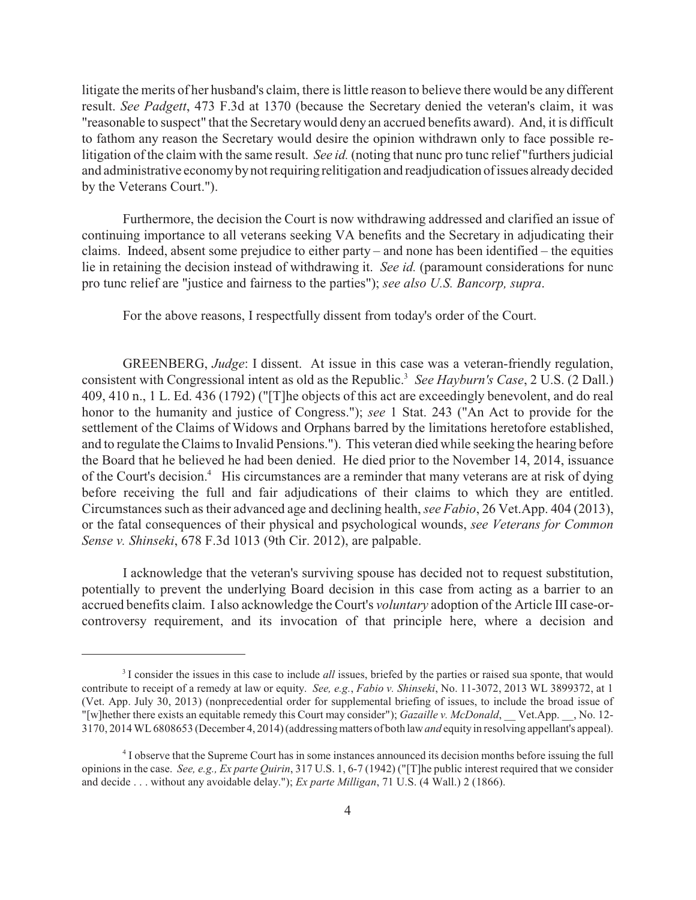litigate the merits of her husband's claim, there is little reason to believe there would be any different result. *See Padgett*, 473 F.3d at 1370 (because the Secretary denied the veteran's claim, it was "reasonable to suspect" that the Secretary would deny an accrued benefits award). And, it is difficult to fathom any reason the Secretary would desire the opinion withdrawn only to face possible re-litigation of the claim with the same result. *See id.* (noting that nunc pro tunc relief "furthers judicial and administrative economy by not requiring relitigation and readjudication of issues already decided by the Veterans Court.").

Furthermore, the decision the Court is now withdrawing addressed and clarified an issue of continuing importance to all veterans seeking VA benefits and the Secretary in adjudicating their claims. Indeed, absent some prejudice to either party – and none has been identified – the equities lie in retaining the decision instead of withdrawing it. *See id.* (paramount considerations for nunc pro tunc relief are "justice and fairness to the parties"); *see also U.S. Bancorp, supra*.

For the above reasons, I respectfully dissent from today's order of the Court.

GREENBERG, *Judge*: I dissent. At issue in this case was a veteran-friendly regulation, consistent with Congressional intent as old as the Republic.[3] *See Hayburn's Case*, 2 U.S. (2 Dall.) 409, 410 n., 1 L. Ed. 436 (1792) ("[T]he objects of this act are exceedingly benevolent, and do real honor to the humanity and justice of Congress."); *see* 1 Stat. 243 ("An Act to provide for the settlement of the Claims of Widows and Orphans barred by the limitations heretofore established, and to regulate the Claims to Invalid Pensions."). This veteran died while seeking the hearing before the Board that he believed he had been denied. He died prior to the November 14, 2014, issuance of the Court's decision.[4] His circumstances are a reminder that many veterans are at risk of dying before receiving the full and fair adjudications of their claims to which they are entitled. Circumstances such as their advanced age and declining health, *see Fabio*, 26 Vet.App. 404 (2013), or the fatal consequences of their physical and psychological wounds, *see Veterans for Common Sense v. Shinseki*, 678 F.3d 1013 (9th Cir. 2012), are palpable.

I acknowledge that the veteran's surviving spouse has decided not to request substitution, potentially to prevent the underlying Board decision in this case from acting as a barrier to an accrued benefits claim. I also acknowledge the Court's *voluntary* adoption of the Article III case-or-controversy requirement, and its invocation of that principle here, where a decision and

---

[3] I consider the issues in this case to include *all* issues, briefed by the parties or raised sua sponte, that would contribute to receipt of a remedy at law or equity. *See, e.g.*, *Fabio v. Shinseki*, No. 11-3072, 2013 WL 3899372, at 1 (Vet. App. July 30, 2013) (nonprecedential order for supplemental briefing of issues, to include the broad issue of "[w]hether there exists an equitable remedy this Court may consider"); *Gazaille v. McDonald*, __ Vet.App. __, No. 12-3170, 2014 WL 6808653 (December 4, 2014) (addressing matters of both law *and* equity in resolving appellant's appeal).

[4] I observe that the Supreme Court has in some instances announced its decision months before issuing the full opinions in the case. *See, e.g., Ex parte Quirin*, 317 U.S. 1, 6-7 (1942) ("[T]he public interest required that we consider and decide . . . without any avoidable delay."); *Ex parte Milligan*, 71 U.S. (4 Wall.) 2 (1866).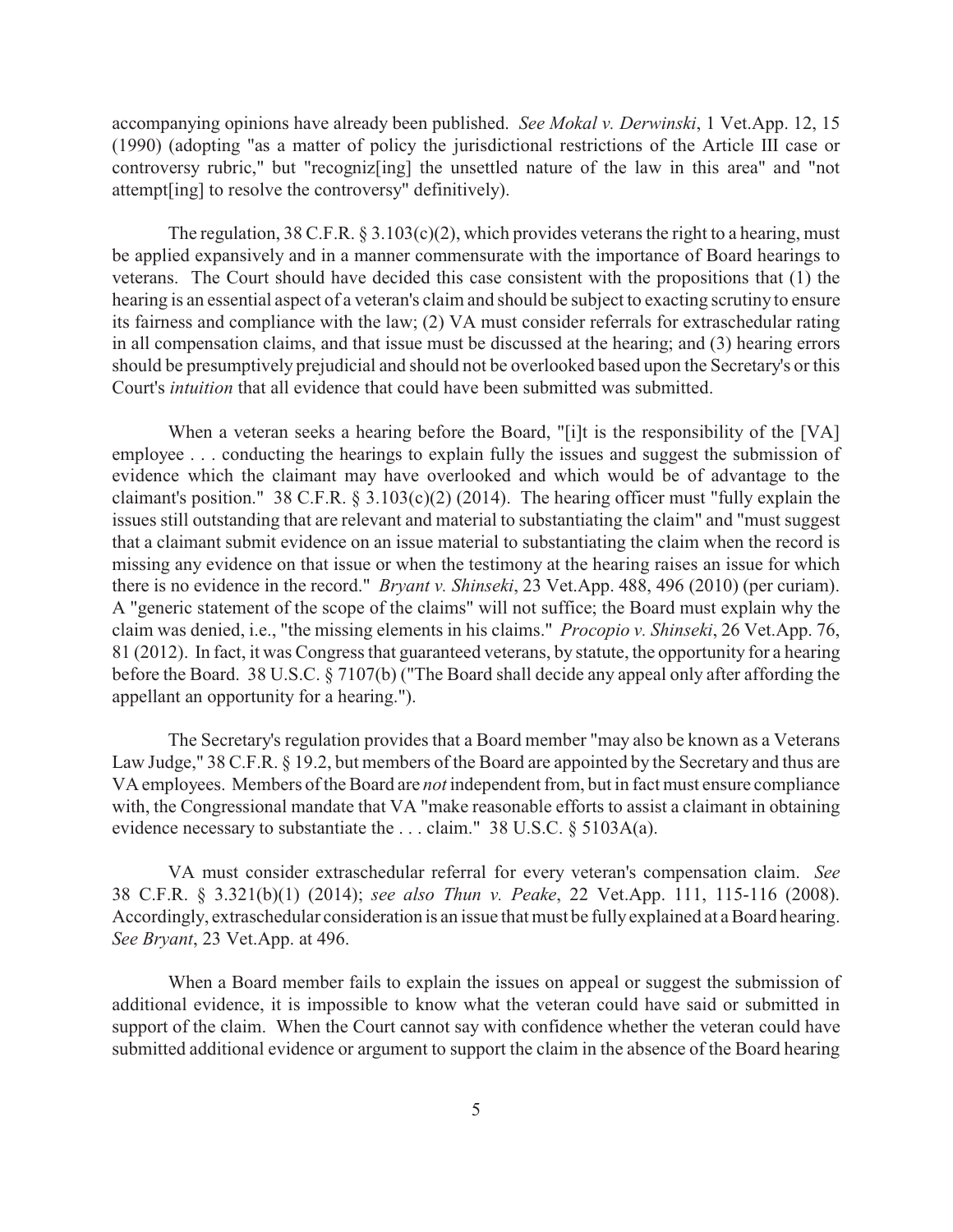accompanying opinions have already been published. *See Mokal v. Derwinski*, 1 Vet.App. 12, 15 (1990) (adopting "as a matter of policy the jurisdictional restrictions of the Article III case or controversy rubric," but "recogniz[ing] the unsettled nature of the law in this area" and "not attempt[ing] to resolve the controversy" definitively).

The regulation, 38 C.F.R. § 3.103(c)(2), which provides veterans the right to a hearing, must be applied expansively and in a manner commensurate with the importance of Board hearings to veterans. The Court should have decided this case consistent with the propositions that (1) the hearing is an essential aspect of a veteran's claim and should be subject to exacting scrutiny to ensure its fairness and compliance with the law; (2) VA must consider referrals for extraschedular rating in all compensation claims, and that issue must be discussed at the hearing; and (3) hearing errors should be presumptively prejudicial and should not be overlooked based upon the Secretary's or this Court's *intuition* that all evidence that could have been submitted was submitted.

When a veteran seeks a hearing before the Board, "[i]t is the responsibility of the [VA] employee . . . conducting the hearings to explain fully the issues and suggest the submission of evidence which the claimant may have overlooked and which would be of advantage to the claimant's position." 38 C.F.R. § 3.103(c)(2) (2014). The hearing officer must "fully explain the issues still outstanding that are relevant and material to substantiating the claim" and "must suggest that a claimant submit evidence on an issue material to substantiating the claim when the record is missing any evidence on that issue or when the testimony at the hearing raises an issue for which there is no evidence in the record." *Bryant v. Shinseki*, 23 Vet.App. 488, 496 (2010) (per curiam). A "generic statement of the scope of the claims" will not suffice; the Board must explain why the claim was denied, i.e., "the missing elements in his claims." *Procopio v. Shinseki*, 26 Vet.App. 76, 81 (2012). In fact, it was Congress that guaranteed veterans, by statute, the opportunity for a hearing before the Board. 38 U.S.C. § 7107(b) ("The Board shall decide any appeal only after affording the appellant an opportunity for a hearing.").

The Secretary's regulation provides that a Board member "may also be known as a Veterans Law Judge," 38 C.F.R. § 19.2, but members of the Board are appointed by the Secretary and thus are VA employees. Members of the Board are *not* independent from, but in fact must ensure compliance with, the Congressional mandate that VA "make reasonable efforts to assist a claimant in obtaining evidence necessary to substantiate the . . . claim." 38 U.S.C. § 5103A(a).

VA must consider extraschedular referral for every veteran's compensation claim. *See* 38 C.F.R. § 3.321(b)(1) (2014); *see also Thun v. Peake*, 22 Vet.App. 111, 115-116 (2008). Accordingly, extraschedular consideration is an issue that must be fully explained at a Board hearing. *See Bryant*, 23 Vet.App. at 496.

When a Board member fails to explain the issues on appeal or suggest the submission of additional evidence, it is impossible to know what the veteran could have said or submitted in support of the claim. When the Court cannot say with confidence whether the veteran could have submitted additional evidence or argument to support the claim in the absence of the Board hearing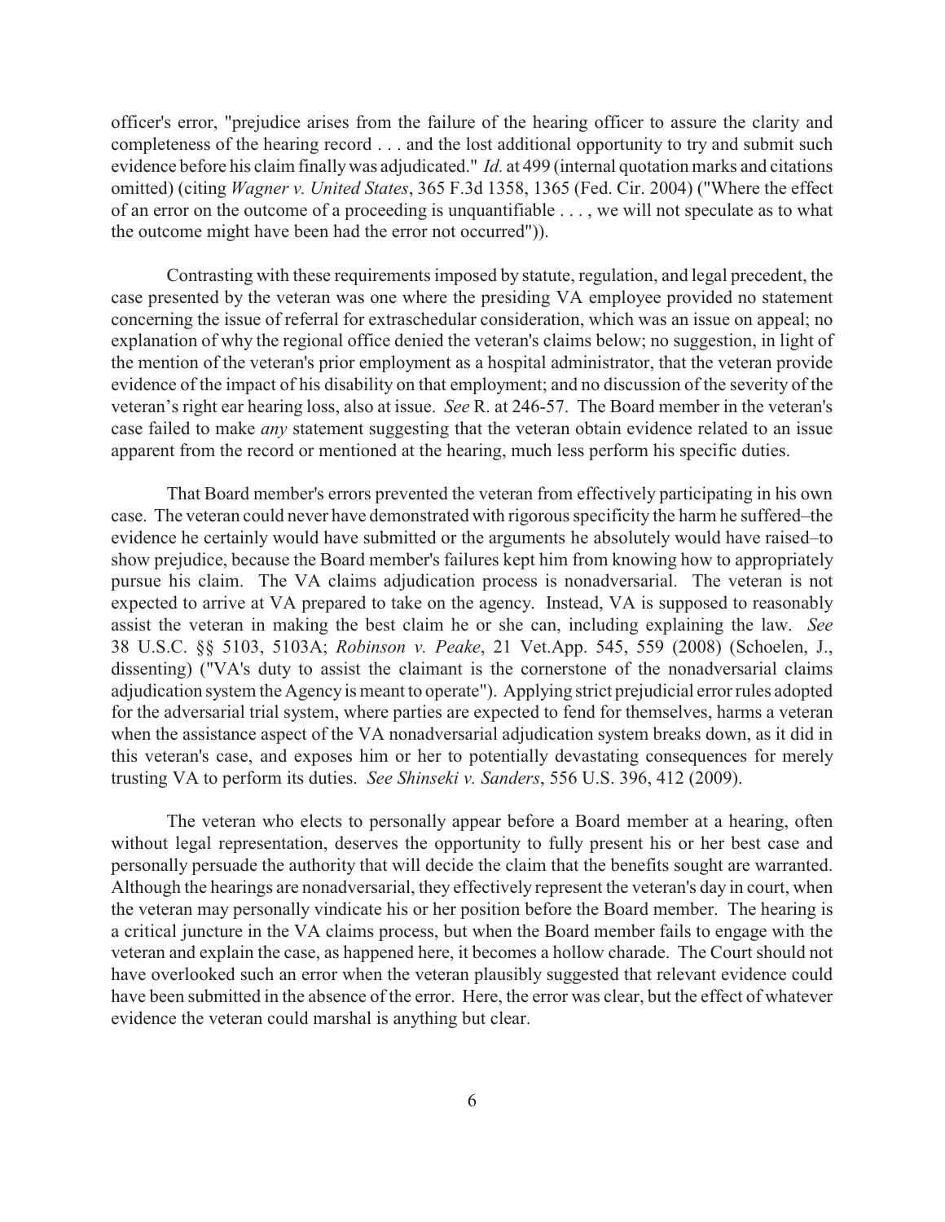officer's error, "prejudice arises from the failure of the hearing officer to assure the clarity and completeness of the hearing record . . . and the lost additional opportunity to try and submit such evidence before his claim finally was adjudicated." *Id.* at 499 (internal quotation marks and citations omitted) (citing *Wagner v. United States*, 365 F.3d 1358, 1365 (Fed. Cir. 2004) ("Where the effect of an error on the outcome of a proceeding is unquantifiable . . . , we will not speculate as to what the outcome might have been had the error not occurred")).

Contrasting with these requirements imposed by statute, regulation, and legal precedent, the case presented by the veteran was one where the presiding VA employee provided no statement concerning the issue of referral for extraschedular consideration, which was an issue on appeal; no explanation of why the regional office denied the veteran's claims below; no suggestion, in light of the mention of the veteran's prior employment as a hospital administrator, that the veteran provide evidence of the impact of his disability on that employment; and no discussion of the severity of the veteran's right ear hearing loss, also at issue. *See* R. at 246-57. The Board member in the veteran's case failed to make *any* statement suggesting that the veteran obtain evidence related to an issue apparent from the record or mentioned at the hearing, much less perform his specific duties.

That Board member's errors prevented the veteran from effectively participating in his own case. The veteran could never have demonstrated with rigorous specificity the harm he suffered–the evidence he certainly would have submitted or the arguments he absolutely would have raised–to show prejudice, because the Board member's failures kept him from knowing how to appropriately pursue his claim. The VA claims adjudication process is nonadversarial. The veteran is not expected to arrive at VA prepared to take on the agency. Instead, VA is supposed to reasonably assist the veteran in making the best claim he or she can, including explaining the law. *See* 38 U.S.C. §§ 5103, 5103A; *Robinson v. Peake*, 21 Vet.App. 545, 559 (2008) (Schoelen, J., dissenting) ("VA's duty to assist the claimant is the cornerstone of the nonadversarial claims adjudication system the Agency is meant to operate"). Applying strict prejudicial error rules adopted for the adversarial trial system, where parties are expected to fend for themselves, harms a veteran when the assistance aspect of the VA nonadversarial adjudication system breaks down, as it did in this veteran's case, and exposes him or her to potentially devastating consequences for merely trusting VA to perform its duties. *See Shinseki v. Sanders*, 556 U.S. 396, 412 (2009).

The veteran who elects to personally appear before a Board member at a hearing, often without legal representation, deserves the opportunity to fully present his or her best case and personally persuade the authority that will decide the claim that the benefits sought are warranted. Although the hearings are nonadversarial, they effectively represent the veteran's day in court, when the veteran may personally vindicate his or her position before the Board member. The hearing is a critical juncture in the VA claims process, but when the Board member fails to engage with the veteran and explain the case, as happened here, it becomes a hollow charade. The Court should not have overlooked such an error when the veteran plausibly suggested that relevant evidence could have been submitted in the absence of the error. Here, the error was clear, but the effect of whatever evidence the veteran could marshal is anything but clear.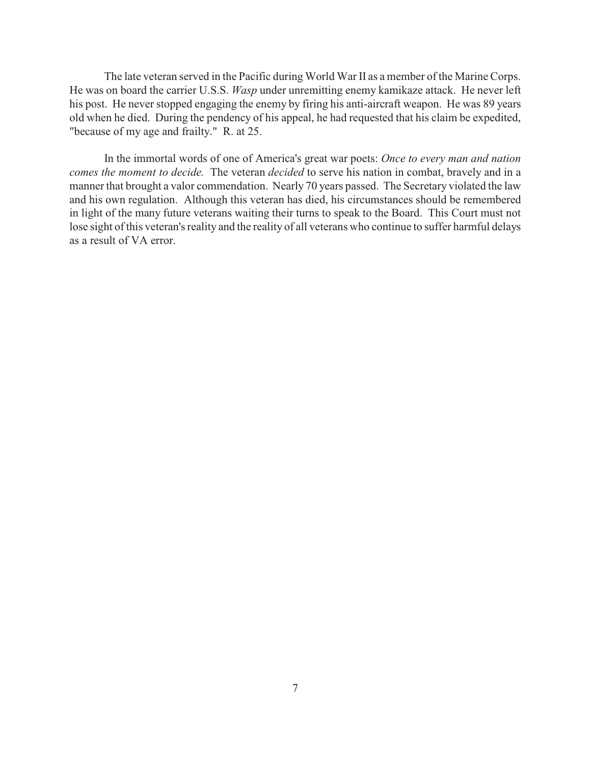The late veteran served in the Pacific during World War II as a member of the Marine Corps. He was on board the carrier U.S.S. *Wasp* under unremitting enemy kamikaze attack. He never left his post. He never stopped engaging the enemy by firing his anti-aircraft weapon. He was 89 years old when he died. During the pendency of his appeal, he had requested that his claim be expedited, "because of my age and frailty." R. at 25.

In the immortal words of one of America's great war poets: *Once to every man and nation comes the moment to decide.* The veteran *decided* to serve his nation in combat, bravely and in a manner that brought a valor commendation. Nearly 70 years passed. The Secretary violated the law and his own regulation. Although this veteran has died, his circumstances should be remembered in light of the many future veterans waiting their turns to speak to the Board. This Court must not lose sight of this veteran's reality and the reality of all veterans who continue to suffer harmful delays as a result of VA error.